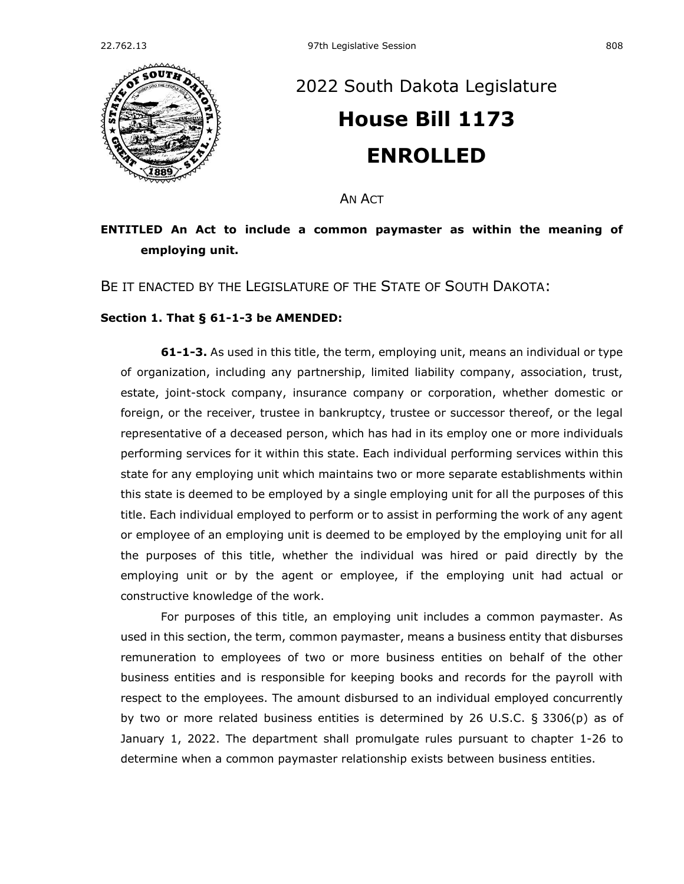# 2022 South Dakota Legislature

# House Bill 1173

# ENROLLED

AN ACT

**ENTITLED An Act to include a common paymaster as within the meaning of employing unit.**

BE IT ENACTED BY THE LEGISLATURE OF THE STATE OF SOUTH DAKOTA:

**Section 1. That § 61-1-3 be AMENDED:**

**61-1-3.** As used in this title, the term, employing unit, means an individual or type of organization, including any partnership, limited liability company, association, trust, estate, joint-stock company, insurance company or corporation, whether domestic or foreign, or the receiver, trustee in bankruptcy, trustee or successor thereof, or the legal representative of a deceased person, which has had in its employ one or more individuals performing services for it within this state. Each individual performing services within this state for any employing unit which maintains two or more separate establishments within this state is deemed to be employed by a single employing unit for all the purposes of this title. Each individual employed to perform or to assist in performing the work of any agent or employee of an employing unit is deemed to be employed by the employing unit for all the purposes of this title, whether the individual was hired or paid directly by the employing unit or by the agent or employee, if the employing unit had actual or constructive knowledge of the work.

For purposes of this title, an employing unit includes a common paymaster. As used in this section, the term, common paymaster, means a business entity that disburses remuneration to employees of two or more business entities on behalf of the other business entities and is responsible for keeping books and records for the payroll with respect to the employees. The amount disbursed to an individual employed concurrently by two or more related business entities is determined by 26 U.S.C. § 3306(p) as of January 1, 2022. The department shall promulgate rules pursuant to chapter 1-26 to determine when a common paymaster relationship exists between business entities.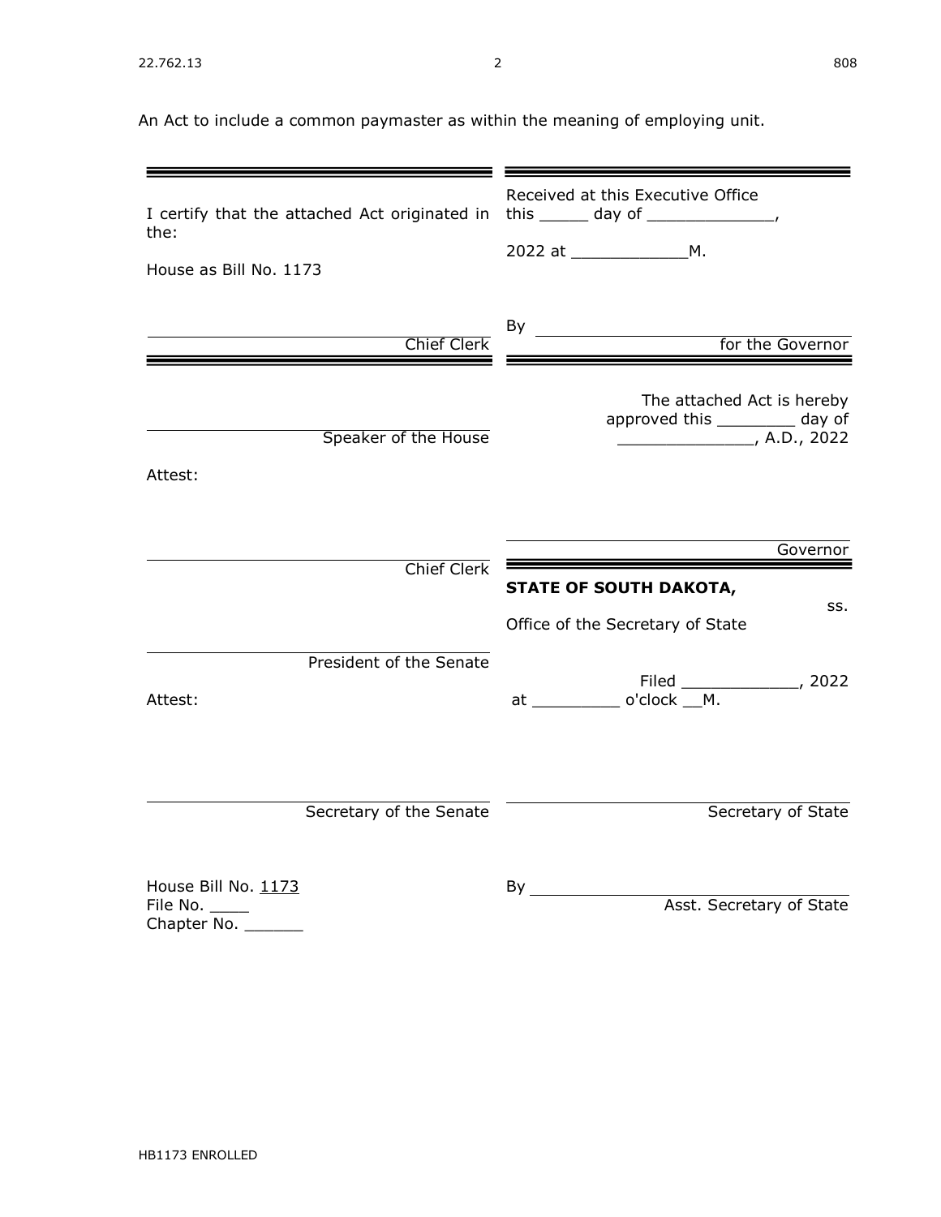An Act to include a common paymaster as within the meaning of employing unit.

I certify that the attached Act originated in the:

House as Bill No. 1173

Chief Clerk

Speaker of the House

Attest:

Chief Clerk

President of the Senate

Attest:

Secretary of the Senate

House Bill No. 1173
File No. ____
Chapter No. ______

Received at this Executive Office this _____ day of _____________,

2022 at ____________M.

By
for the Governor

The attached Act is hereby approved this ________ day of ______________, A.D., 2022

Governor

**STATE OF SOUTH DAKOTA,**

ss.

Office of the Secretary of State

Filed ____________, 2022 at _________ o'clock __M.

Secretary of State

By
Asst. Secretary of State